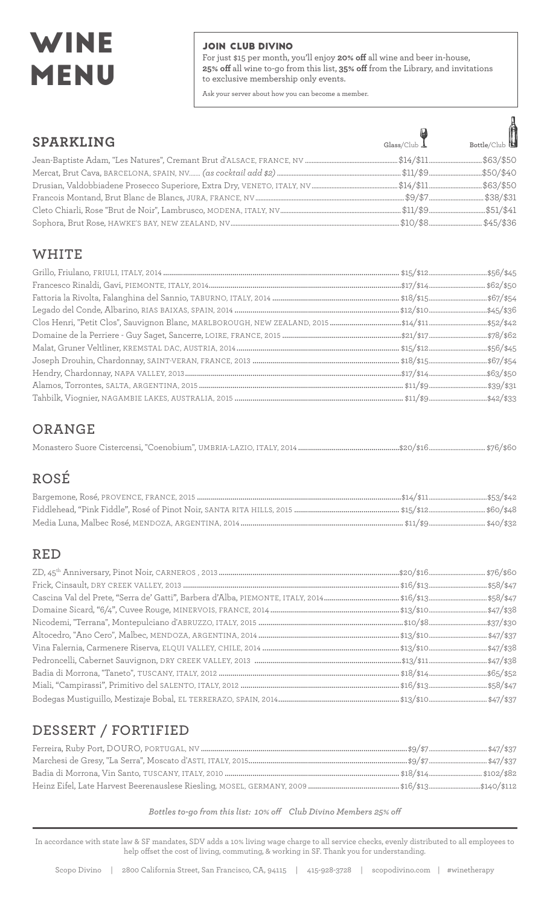# WINE MENU

### JOIN CLUB DIVINO

For just $15 per month, you'll enjoy **20% off** all wine and beer in-house, **25% off** all wine to-go from this list, **35% off** from the Library, and invitations to exclusive membership only events.

Ask your server about how you can become a member.

## SPARKLING

| Wine | Glass/Club | Bottle/Club |
|---|---|---|
| Jean-Baptiste Adam, "Les Natures", Cremant Brut d'ALSACE, FRANCE, NV | $14/$11 | $63/$50 |
| Mercat, Brut Cava, BARCELONA, SPAIN, NV *(as cocktail add $2)* | $11/$9 | $50/$40 |
| Drusian, Valdobbiadene Prosecco Superiore, Extra Dry, VENETO, ITALY, NV | $14/$11 | $63/$50 |
| Francois Montand, Brut Blanc de Blancs, JURA, FRANCE, NV | $9/$7 | $38/$31 |
| Cleto Chiarli, Rose "Brut de Noir", Lambrusco, MODENA, ITALY, NV | $11/$9 | $51/$41 |
| Sophora, Brut Rose, HAWKE'S BAY, NEW ZEALAND, NV | $10/$8 | $45/$36 |

## WHITE

| Wine | Glass/Club | Bottle/Club |
|---|---|---|
| Grillo, Friulano, FRIULI, ITALY, 2014 | $15/$12 | $56/$45 |
| Francesco Rinaldi, Gavi, PIEMONTE, ITALY, 2014 | $17/$14 | $62/$50 |
| Fattoria la Rivolta, Falanghina del Sannio, TABURNO, ITALY, 2014 | $18/$15 | $67/$54 |
| Legado del Conde, Albarino, RIAS BAIXAS, SPAIN, 2014 | $12/$10 | $45/$36 |
| Clos Henri, "Petit Clos", Sauvignon Blanc, MARLBOROUGH, NEW ZEALAND, 2015 | $14/$11 | $52/$42 |
| Domaine de la Perriere - Guy Saget, Sancerre, LOIRE, FRANCE, 2015 | $21/$17 | $78/$62 |
| Malat, Gruner Veltliner, KREMSTAL DAC, AUSTRIA, 2014 | $15/$12 | $56/$45 |
| Joseph Drouhin, Chardonnay, SAINT-VERAN, FRANCE, 2013 | $18/$15 | $67/$54 |
| Hendry, Chardonnay, NAPA VALLEY, 2013 | $17/$14 | $63/$50 |
| Alamos, Torrontes, SALTA, ARGENTINA, 2015 | $11/$9 | $39/$31 |
| Tahbilk, Viognier, NAGAMBIE LAKES, AUSTRALIA, 2015 | $11/$9 | $42/$33 |

## ORANGE

| Wine | Glass/Club | Bottle/Club |
|---|---|---|
| Monastero Suore Cistercensi, "Coenobium", UMBRIA-LAZIO, ITALY, 2014 | $20/$16 | $76/$60 |

## ROSÉ

| Wine | Glass/Club | Bottle/Club |
|---|---|---|
| Bargemone, Rosé, PROVENCE, FRANCE, 2015 | $14/$11 | $53/$42 |
| Fiddlehead, "Pink Fiddle", Rosé of Pinot Noir, SANTA RITA HILLS, 2015 | $15/$12 | $60/$48 |
| Media Luna, Malbec Rosé, MENDOZA, ARGENTINA, 2014 | $11/$9 | $40/$32 |

## RED

| Wine | Glass/Club | Bottle/Club |
|---|---|---|
| ZD, 45th Anniversary, Pinot Noir, CARNEROS, 2013 | $20/$16 | $76/$60 |
| Frick, Cinsault, DRY CREEK VALLEY, 2013 | $16/$13 | $58/$47 |
| Cascina Val del Prete, "Serra de' Gatti", Barbera d'Alba, PIEMONTE, ITALY, 2014 | $16/$13 | $58/$47 |
| Domaine Sicard, "6/4", Cuvee Rouge, MINERVOIS, FRANCE, 2014 | $13/$10 | $47/$38 |
| Nicodemi, "Terrana", Montepulciano d'ABRUZZO, ITALY, 2015 | $10/$8 | $37/$30 |
| Altocedro, "Ano Cero", Malbec, MENDOZA, ARGENTINA, 2014 | $13/$10 | $47/$37 |
| Vina Falernia, Carmenere Riserva, ELQUI VALLEY, CHILE, 2014 | $13/$10 | $47/$38 |
| Pedroncelli, Cabernet Sauvignon, DRY CREEK VALLEY, 2013 | $13/$11 | $47/$38 |
| Badia di Morrona, "Taneto", TUSCANY, ITALY, 2012 | $18/$14 | $65/$52 |
| Miali, "Campirassi", Primitivo del SALENTO, ITALY, 2012 | $16/$13 | $58/$47 |
| Bodegas Mustiguillo, Mestizaje Bobal, EL TERRERAZO, SPAIN, 2014 | $13/$10 | $47/$37 |

## DESSERT / FORTIFIED

| Wine | Glass/Club | Bottle/Club |
|---|---|---|
| Ferreira, Ruby Port, DOURO, PORTUGAL, NV | $9/$7 | $47/$37 |
| Marchesi de Gresy, "La Serra", Moscato d'ASTI, ITALY, 2015 | $9/$7 | $47/$37 |
| Badia di Morrona, Vin Santo, TUSCANY, ITALY, 2010 | $18/$14 | $102/$82 |
| Heinz Eifel, Late Harvest Beerenauslese Riesling, MOSEL, GERMANY, 2009 | $16/$13 | $140/$112 |

*Bottles to-go from this list: 10% off Club Divino Members 25% off*

In accordance with state law & SF mandates, SDV adds a 10% living wage charge to all service checks, evenly distributed to all employees to help offset the cost of living, commuting, & working in SF. Thank you for understanding.

Scopo Divino | 2800 California Street, San Francisco, CA, 94115 | 415-928-3728 | scopodivino.com | #winetherapy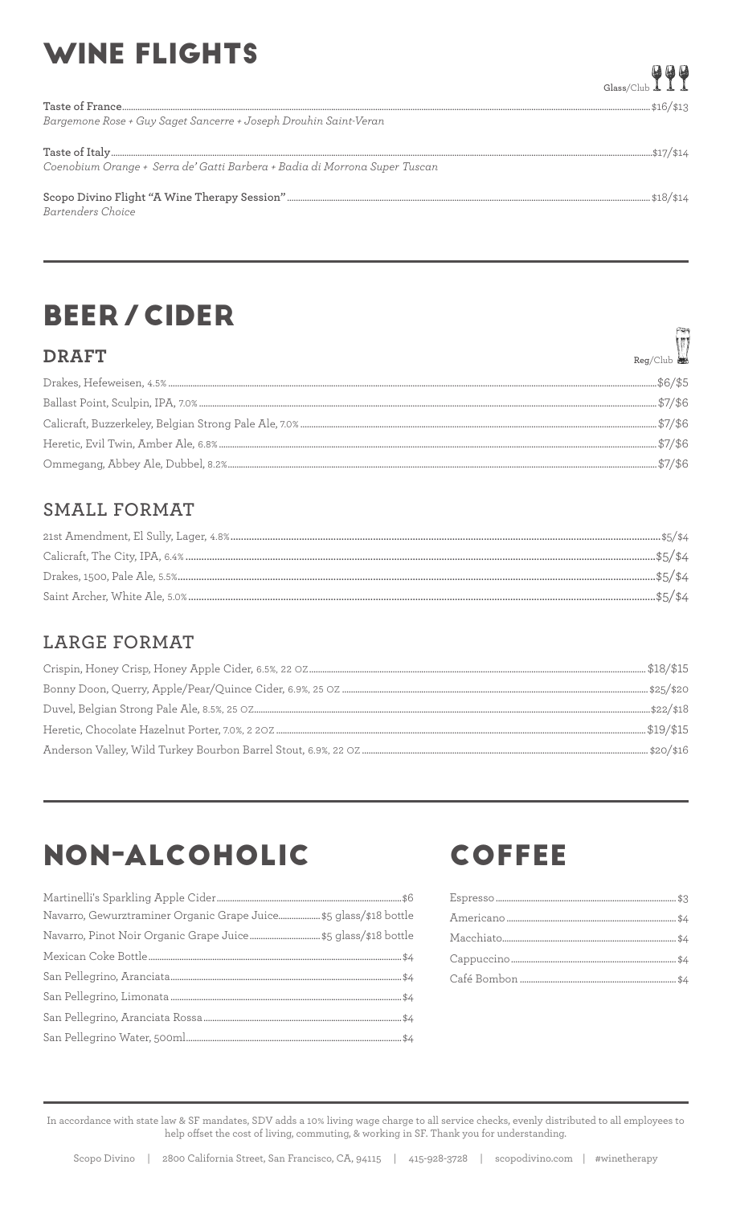# WINE FLIGHTS

Glass/Club

**Taste of France** ........ $16/$13
*Bargemone Rose + Guy Saget Sancerre + Joseph Drouhin Saint-Veran*

**Taste of Italy** ........ $17/$14
*Coenobium Orange + Serra de' Gatti Barbera + Badia di Morrona Super Tuscan*

**Scopo Divino Flight "A Wine Therapy Session"** ........ $18/$14
*Bartenders Choice*

# BEER / CIDER

## DRAFT

Reg/Club

Drakes, Hefeweisen, 4.5% ........ $6/$5
Ballast Point, Sculpin, IPA, 7.0% ........ $7/$6
Calicraft, Buzzerkeley, Belgian Strong Pale Ale, 7.0% ........ $7/$6
Heretic, Evil Twin, Amber Ale, 6.8% ........ $7/$6
Ommegang, Abbey Ale, Dubbel, 8.2% ........ $7/$6

## SMALL FORMAT

21st Amendment, El Sully, Lager, 4.8% ........ $5/$4
Calicraft, The City, IPA, 6.4% ........ $5/$4
Drakes, 1500, Pale Ale, 5.5% ........ $5/$4
Saint Archer, White Ale, 5.0% ........ $5/$4

## LARGE FORMAT

Crispin, Honey Crisp, Honey Apple Cider, 6.5%, 22 OZ ........ $18/$15
Bonny Doon, Querry, Apple/Pear/Quince Cider, 6.9%, 25 OZ ........ $25/$20
Duvel, Belgian Strong Pale Ale, 8.5%, 25 OZ ........ $22/$18
Heretic, Chocolate Hazelnut Porter, 7.0%, 2 2OZ ........ $19/$15
Anderson Valley, Wild Turkey Bourbon Barrel Stout, 6.9%, 22 OZ ........ $20/$16

# NON-ALCOHOLIC

Martinelli's Sparkling Apple Cider ........ $6
Navarro, Gewurztraminer Organic Grape Juice ........ $5 glass/$18 bottle
Navarro, Pinot Noir Organic Grape Juice ........ $5 glass/$18 bottle
Mexican Coke Bottle ........ $4
San Pellegrino, Aranciata ........ $4
San Pellegrino, Limonata ........ $4
San Pellegrino, Aranciata Rossa ........ $4
San Pellegrino Water, 500ml ........ $4

# COFFEE

Espresso ........ $3
Americano ........ $4
Macchiato ........ $4
Cappuccino ........ $4
Café Bombon ........ $4

In accordance with state law & SF mandates, SDV adds a 10% living wage charge to all service checks, evenly distributed to all employees to help offset the cost of living, commuting, & working in SF. Thank you for understanding.

Scopo Divino | 2800 California Street, San Francisco, CA, 94115 | 415-928-3728 | scopodivino.com | #winetherapy